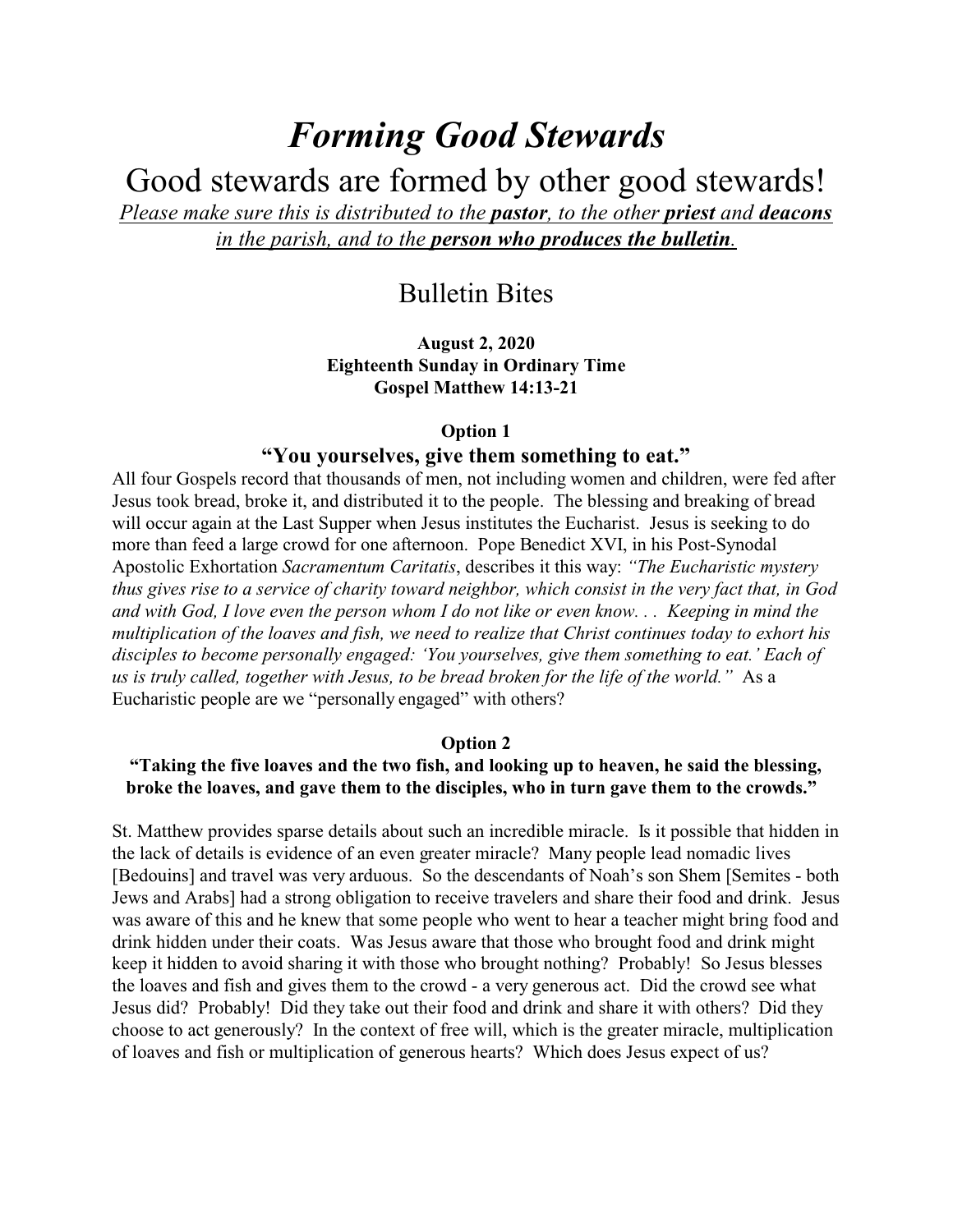# *Forming Good Stewards*

## Good stewards are formed by other good stewards!

*Please make sure this is distributed to the* ***pastor****, to the other* ***priest*** *and* ***deacons*** *in the parish, and to the* ***person who produces the bulletin****.*

## Bulletin Bites

**August 2, 2020**
**Eighteenth Sunday in Ordinary Time**
**Gospel Matthew 14:13-21**

### Option 1

### "You yourselves, give them something to eat."

All four Gospels record that thousands of men, not including women and children, were fed after Jesus took bread, broke it, and distributed it to the people. The blessing and breaking of bread will occur again at the Last Supper when Jesus institutes the Eucharist. Jesus is seeking to do more than feed a large crowd for one afternoon. Pope Benedict XVI, in his Post-Synodal Apostolic Exhortation *Sacramentum Caritatis*, describes it this way: *"The Eucharistic mystery thus gives rise to a service of charity toward neighbor, which consist in the very fact that, in God and with God, I love even the person whom I do not like or even know. . . Keeping in mind the multiplication of the loaves and fish, we need to realize that Christ continues today to exhort his disciples to become personally engaged: 'You yourselves, give them something to eat.' Each of us is truly called, together with Jesus, to be bread broken for the life of the world."* As a Eucharistic people are we "personally engaged" with others?

### Option 2

**"Taking the five loaves and the two fish, and looking up to heaven, he said the blessing, broke the loaves, and gave them to the disciples, who in turn gave them to the crowds."**

St. Matthew provides sparse details about such an incredible miracle. Is it possible that hidden in the lack of details is evidence of an even greater miracle? Many people lead nomadic lives [Bedouins] and travel was very arduous. So the descendants of Noah's son Shem [Semites - both Jews and Arabs] had a strong obligation to receive travelers and share their food and drink. Jesus was aware of this and he knew that some people who went to hear a teacher might bring food and drink hidden under their coats. Was Jesus aware that those who brought food and drink might keep it hidden to avoid sharing it with those who brought nothing? Probably! So Jesus blesses the loaves and fish and gives them to the crowd - a very generous act. Did the crowd see what Jesus did? Probably! Did they take out their food and drink and share it with others? Did they choose to act generously? In the context of free will, which is the greater miracle, multiplication of loaves and fish or multiplication of generous hearts? Which does Jesus expect of us?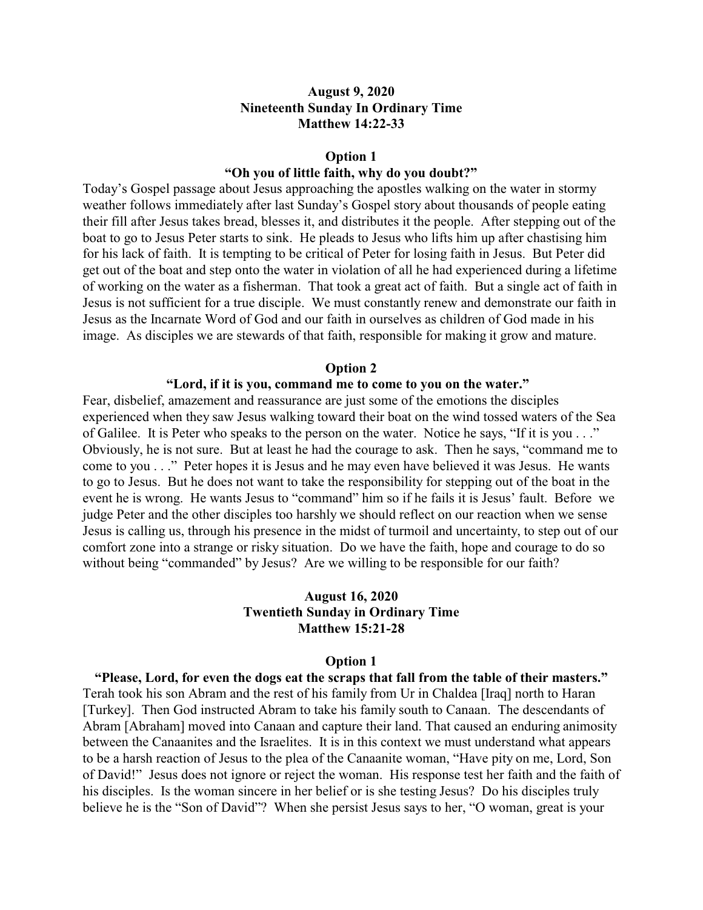**August 9, 2020**
**Nineteenth Sunday In Ordinary Time**
**Matthew 14:22-33**

**Option 1**
**"Oh you of little faith, why do you doubt?"**

Today's Gospel passage about Jesus approaching the apostles walking on the water in stormy weather follows immediately after last Sunday's Gospel story about thousands of people eating their fill after Jesus takes bread, blesses it, and distributes it the people. After stepping out of the boat to go to Jesus Peter starts to sink. He pleads to Jesus who lifts him up after chastising him for his lack of faith. It is tempting to be critical of Peter for losing faith in Jesus. But Peter did get out of the boat and step onto the water in violation of all he had experienced during a lifetime of working on the water as a fisherman. That took a great act of faith. But a single act of faith in Jesus is not sufficient for a true disciple. We must constantly renew and demonstrate our faith in Jesus as the Incarnate Word of God and our faith in ourselves as children of God made in his image. As disciples we are stewards of that faith, responsible for making it grow and mature.

**Option 2**
**"Lord, if it is you, command me to come to you on the water."**

Fear, disbelief, amazement and reassurance are just some of the emotions the disciples experienced when they saw Jesus walking toward their boat on the wind tossed waters of the Sea of Galilee. It is Peter who speaks to the person on the water. Notice he says, "If it is you . . ." Obviously, he is not sure. But at least he had the courage to ask. Then he says, "command me to come to you . . ." Peter hopes it is Jesus and he may even have believed it was Jesus. He wants to go to Jesus. But he does not want to take the responsibility for stepping out of the boat in the event he is wrong. He wants Jesus to "command" him so if he fails it is Jesus' fault. Before we judge Peter and the other disciples too harshly we should reflect on our reaction when we sense Jesus is calling us, through his presence in the midst of turmoil and uncertainty, to step out of our comfort zone into a strange or risky situation. Do we have the faith, hope and courage to do so without being "commanded" by Jesus? Are we willing to be responsible for our faith?

**August 16, 2020**
**Twentieth Sunday in Ordinary Time**
**Matthew 15:21-28**

**Option 1**
**"Please, Lord, for even the dogs eat the scraps that fall from the table of their masters."**

Terah took his son Abram and the rest of his family from Ur in Chaldea [Iraq] north to Haran [Turkey]. Then God instructed Abram to take his family south to Canaan. The descendants of Abram [Abraham] moved into Canaan and capture their land. That caused an enduring animosity between the Canaanites and the Israelites. It is in this context we must understand what appears to be a harsh reaction of Jesus to the plea of the Canaanite woman, "Have pity on me, Lord, Son of David!" Jesus does not ignore or reject the woman. His response test her faith and the faith of his disciples. Is the woman sincere in her belief or is she testing Jesus? Do his disciples truly believe he is the "Son of David"? When she persist Jesus says to her, "O woman, great is your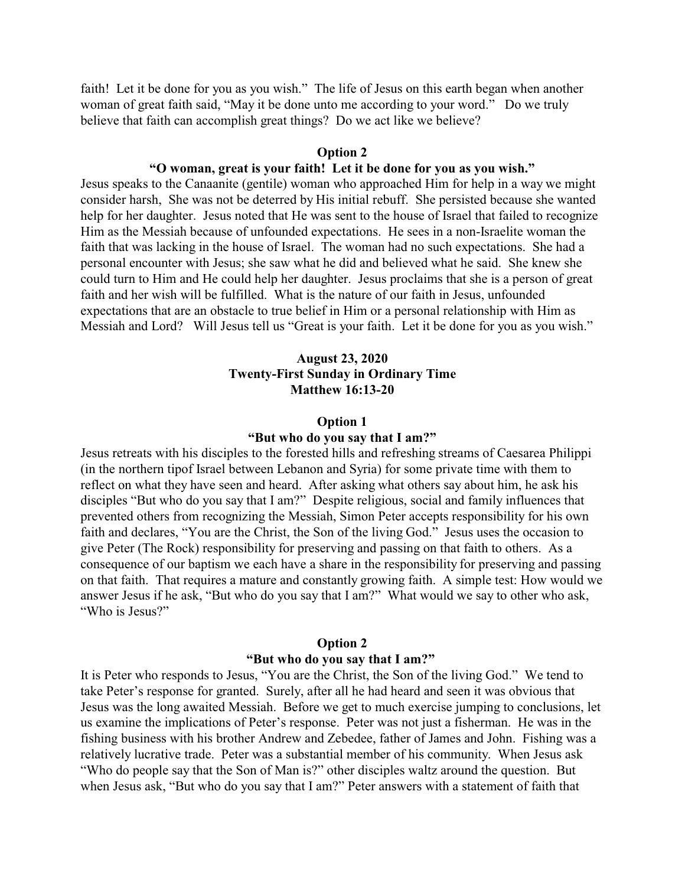faith! Let it be done for you as you wish." The life of Jesus on this earth began when another woman of great faith said, "May it be done unto me according to your word." Do we truly believe that faith can accomplish great things? Do we act like we believe?

**Option 2**

**"O woman, great is your faith! Let it be done for you as you wish."**

Jesus speaks to the Canaanite (gentile) woman who approached Him for help in a way we might consider harsh, She was not be deterred by His initial rebuff. She persisted because she wanted help for her daughter. Jesus noted that He was sent to the house of Israel that failed to recognize Him as the Messiah because of unfounded expectations. He sees in a non-Israelite woman the faith that was lacking in the house of Israel. The woman had no such expectations. She had a personal encounter with Jesus; she saw what he did and believed what he said. She knew she could turn to Him and He could help her daughter. Jesus proclaims that she is a person of great faith and her wish will be fulfilled. What is the nature of our faith in Jesus, unfounded expectations that are an obstacle to true belief in Him or a personal relationship with Him as Messiah and Lord? Will Jesus tell us "Great is your faith. Let it be done for you as you wish."

## August 23, 2020
## Twenty-First Sunday in Ordinary Time
## Matthew 16:13-20

**Option 1**

**"But who do you say that I am?"**

Jesus retreats with his disciples to the forested hills and refreshing streams of Caesarea Philippi (in the northern tipof Israel between Lebanon and Syria) for some private time with them to reflect on what they have seen and heard. After asking what others say about him, he ask his disciples "But who do you say that I am?" Despite religious, social and family influences that prevented others from recognizing the Messiah, Simon Peter accepts responsibility for his own faith and declares, "You are the Christ, the Son of the living God." Jesus uses the occasion to give Peter (The Rock) responsibility for preserving and passing on that faith to others. As a consequence of our baptism we each have a share in the responsibility for preserving and passing on that faith. That requires a mature and constantly growing faith. A simple test: How would we answer Jesus if he ask, "But who do you say that I am?" What would we say to other who ask, "Who is Jesus?"

**Option 2**

**"But who do you say that I am?"**

It is Peter who responds to Jesus, "You are the Christ, the Son of the living God." We tend to take Peter's response for granted. Surely, after all he had heard and seen it was obvious that Jesus was the long awaited Messiah. Before we get to much exercise jumping to conclusions, let us examine the implications of Peter's response. Peter was not just a fisherman. He was in the fishing business with his brother Andrew and Zebedee, father of James and John. Fishing was a relatively lucrative trade. Peter was a substantial member of his community. When Jesus ask "Who do people say that the Son of Man is?" other disciples waltz around the question. But when Jesus ask, "But who do you say that I am?" Peter answers with a statement of faith that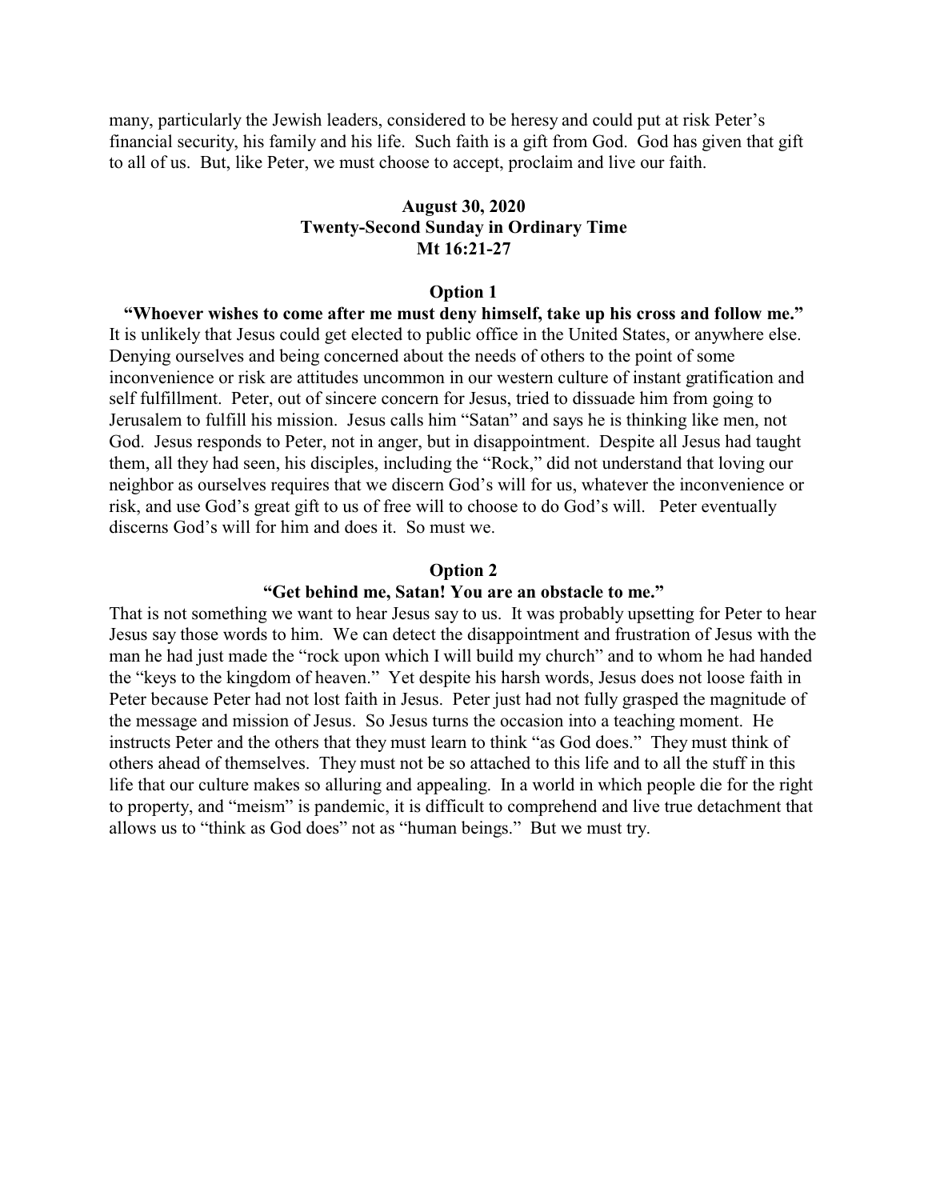many, particularly the Jewish leaders, considered to be heresy and could put at risk Peter's financial security, his family and his life. Such faith is a gift from God. God has given that gift to all of us. But, like Peter, we must choose to accept, proclaim and live our faith.

## August 30, 2020
## Twenty-Second Sunday in Ordinary Time
## Mt 16:21-27

### Option 1

**"Whoever wishes to come after me must deny himself, take up his cross and follow me."**

It is unlikely that Jesus could get elected to public office in the United States, or anywhere else. Denying ourselves and being concerned about the needs of others to the point of some inconvenience or risk are attitudes uncommon in our western culture of instant gratification and self fulfillment. Peter, out of sincere concern for Jesus, tried to dissuade him from going to Jerusalem to fulfill his mission. Jesus calls him "Satan" and says he is thinking like men, not God. Jesus responds to Peter, not in anger, but in disappointment. Despite all Jesus had taught them, all they had seen, his disciples, including the "Rock," did not understand that loving our neighbor as ourselves requires that we discern God's will for us, whatever the inconvenience or risk, and use God's great gift to us of free will to choose to do God's will. Peter eventually discerns God's will for him and does it. So must we.

### Option 2

**"Get behind me, Satan! You are an obstacle to me."**

That is not something we want to hear Jesus say to us. It was probably upsetting for Peter to hear Jesus say those words to him. We can detect the disappointment and frustration of Jesus with the man he had just made the "rock upon which I will build my church" and to whom he had handed the "keys to the kingdom of heaven." Yet despite his harsh words, Jesus does not loose faith in Peter because Peter had not lost faith in Jesus. Peter just had not fully grasped the magnitude of the message and mission of Jesus. So Jesus turns the occasion into a teaching moment. He instructs Peter and the others that they must learn to think "as God does." They must think of others ahead of themselves. They must not be so attached to this life and to all the stuff in this life that our culture makes so alluring and appealing. In a world in which people die for the right to property, and "meism" is pandemic, it is difficult to comprehend and live true detachment that allows us to "think as God does" not as "human beings." But we must try.